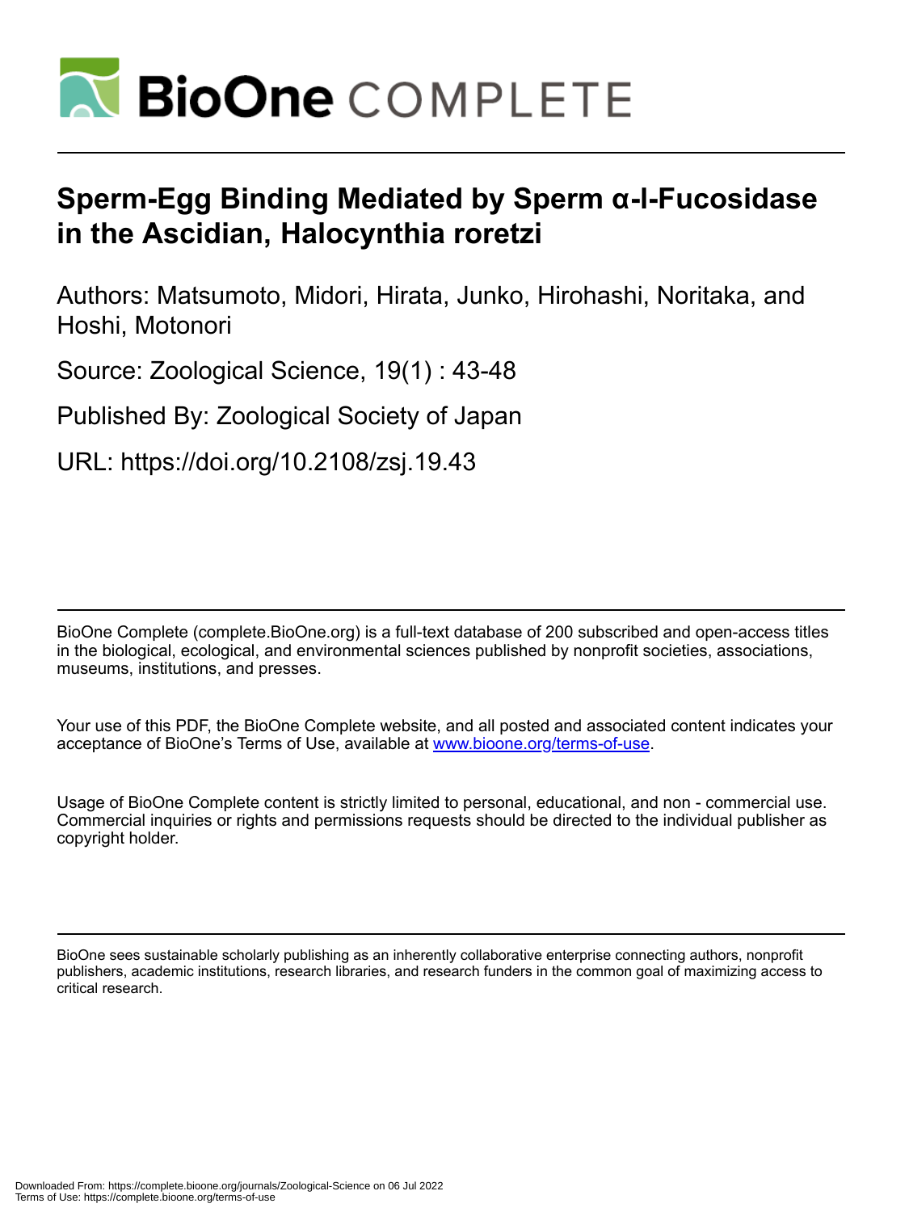# BioOne COMPLETE

# Sperm-Egg Binding Mediated by Sperm α-l-Fucosidase in the Ascidian, Halocynthia roretzi

Authors: Matsumoto, Midori, Hirata, Junko, Hirohashi, Noritaka, and Hoshi, Motonori

Source: Zoological Science, 19(1) : 43-48

Published By: Zoological Society of Japan

URL: https://doi.org/10.2108/zsj.19.43

---

BioOne Complete (complete.BioOne.org) is a full-text database of 200 subscribed and open-access titles in the biological, ecological, and environmental sciences published by nonprofit societies, associations, museums, institutions, and presses.

Your use of this PDF, the BioOne Complete website, and all posted and associated content indicates your acceptance of BioOne's Terms of Use, available at www.bioone.org/terms-of-use.

Usage of BioOne Complete content is strictly limited to personal, educational, and non - commercial use. Commercial inquiries or rights and permissions requests should be directed to the individual publisher as copyright holder.

---

BioOne sees sustainable scholarly publishing as an inherently collaborative enterprise connecting authors, nonprofit publishers, academic institutions, research libraries, and research funders in the common goal of maximizing access to critical research.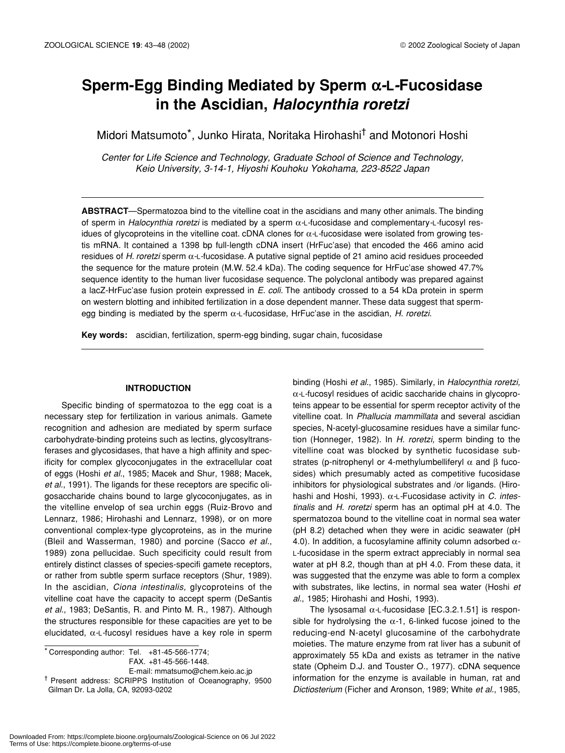# Sperm-Egg Binding Mediated by Sperm α-L-Fucosidase in the Ascidian, *Halocynthia roretzi*

Midori Matsumoto*, Junko Hirata, Noritaka Hirohashi† and Motonori Hoshi

*Center for Life Science and Technology, Graduate School of Science and Technology, Keio University, 3-14-1, Hiyoshi Kouhoku Yokohama, 223-8522 Japan*

**ABSTRACT**—Spermatozoa bind to the vitelline coat in the ascidians and many other animals. The binding of sperm in *Halocynthia roretzi* is mediated by a sperm α-L-fucosidase and complementary-L-fucosyl residues of glycoproteins in the vitelline coat. cDNA clones for α-L-fucosidase were isolated from growing testis mRNA. It contained a 1398 bp full-length cDNA insert (HrFuc'ase) that encoded the 466 amino acid residues of *H. roretzi* sperm α-L-fucosidase. A putative signal peptide of 21 amino acid residues proceeded the sequence for the mature protein (M.W. 52.4 kDa). The coding sequence for HrFuc'ase showed 47.7% sequence identity to the human liver fucosidase sequence. The polyclonal antibody was prepared against a lacZ-HrFuc'ase fusion protein expressed in *E. coli*. The antibody crossed to a 54 kDa protein in sperm on western blotting and inhibited fertilization in a dose dependent manner. These data suggest that sperm-egg binding is mediated by the sperm α-L-fucosidase, HrFuc'ase in the ascidian, *H. roretzi*.

**Key words:** ascidian, fertilization, sperm-egg binding, sugar chain, fucosidase

## INTRODUCTION

Specific binding of spermatozoa to the egg coat is a necessary step for fertilization in various animals. Gamete recognition and adhesion are mediated by sperm surface carbohydrate-binding proteins such as lectins, glycosyltransferases and glycosidases, that have a high affinity and specificity for complex glycoconjugates in the extracellular coat of eggs (Hoshi *et al*., 1985; Macek and Shur, 1988; Macek, *et al*., 1991). The ligands for these receptors are specific oligosaccharide chains bound to large glycoconjugates, as in the vitelline envelop of sea urchin eggs (Ruiz-Brovo and Lennarz, 1986; Hirohashi and Lennarz, 1998), or on more conventional complex-type glycoproteins, as in the murine (Bleil and Wasserman, 1980) and porcine (Sacco *et al*., 1989) zona pellucidae. Such specificity could result from entirely distinct classes of species-specifi gamete receptors, or rather from subtle sperm surface receptors (Shur, 1989). In the ascidian, *Ciona intestinalis,* glycoproteins of the vitelline coat have the capacity to accept sperm (DeSantis *et al*., 1983; DeSantis, R. and Pinto M. R., 1987). Although the structures responsible for these capacities are yet to be elucidated, α-L-fucosyl residues have a key role in sperm binding (Hoshi *et al*., 1985). Similarly, in *Halocynthia roretzi,* α-L-fucosyl residues of acidic saccharide chains in glycoproteins appear to be essential for sperm receptor activity of the vitelline coat. In *Phallucia mammillata* and several ascidian species, N-acetyl-glucosamine residues have a similar function (Honneger, 1982). In *H. roretzi,* sperm binding to the vitelline coat was blocked by synthetic fucosidase substrates (p-nitrophenyl or 4-methylumbelliferyl α and β fucosides) which presumably acted as competitive fucosidase inhibitors for physiological substrates and /or ligands. (Hirohashi and Hoshi, 1993). α-L-Fucosidase activity in *C. intestinalis* and *H. roretzi* sperm has an optimal pH at 4.0. The spermatozoa bound to the vitelline coat in normal sea water (pH 8.2) detached when they were in acidic seawater (pH 4.0). In addition, a fucosylamine affinity column adsorbed α-L-fucosidase in the sperm extract appreciably in normal sea water at pH 8.2, though than at pH 4.0. From these data, it was suggested that the enzyme was able to form a complex with substrates, like lectins, in normal sea water (Hoshi *et al*., 1985; Hirohashi and Hoshi, 1993).

The lysosamal α-L-fucosidase [EC.3.2.1.51] is responsible for hydrolysing the α-1, 6-linked fucose joined to the reducing-end N-acetyl glucosamine of the carbohydrate moieties. The mature enzyme from rat liver has a subunit of approximately 55 kDa and exists as tetramer in the native state (Opheim D.J. and Touster O., 1977). cDNA sequence information for the enzyme is available in human, rat and *Dictiosterium* (Ficher and Aronson, 1989; White *et al*., 1985,

* Corresponding author: Tel. +81-45-566-1774; FAX. +81-45-566-1448. E-mail: mmatsumo@chem.keio.ac.jp

† Present address: SCRIPPS Institution of Oceanography, 9500 Gilman Dr. La Jolla, CA, 92093-0202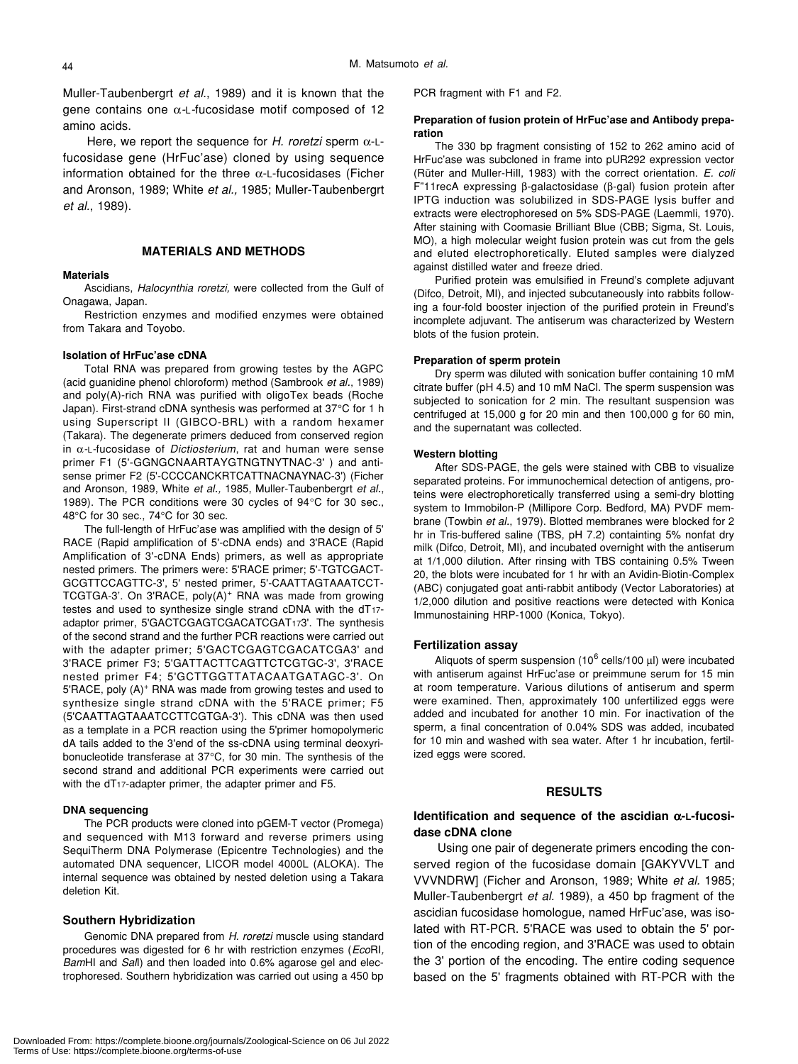Muller-Taubenbergrt *et al.*, 1989) and it is known that the gene contains one α-L-fucosidase motif composed of 12 amino acids.

Here, we report the sequence for *H. roretzi* sperm α-L-fucosidase gene (HrFuc'ase) cloned by using sequence information obtained for the three α-L-fucosidases (Ficher and Aronson, 1989; White *et al.,* 1985; Muller-Taubenbergrt *et al.*, 1989).

## MATERIALS AND METHODS

### Materials

Ascidians, *Halocynthia roretzi,* were collected from the Gulf of Onagawa, Japan.

Restriction enzymes and modified enzymes were obtained from Takara and Toyobo.

### Isolation of HrFuc'ase cDNA

Total RNA was prepared from growing testes by the AGPC (acid guanidine phenol chloroform) method (Sambrook *et al*., 1989) and poly(A)-rich RNA was purified with oligoTex beads (Roche Japan). First-strand cDNA synthesis was performed at 37°C for 1 h using Superscript II (GIBCO-BRL) with a random hexamer (Takara). The degenerate primers deduced from conserved region in α-L-fucosidase of *Dictiosterium*, rat and human were sense primer F1 (5'-GGNGCNAARTAYGTNGTNYTNAC-3' ) and antisense primer F2 (5'-CCCCANCKRTCATTNACNAYNAC-3') (Ficher and Aronson, 1989, White *et al.,* 1985, Muller-Taubenbergrt *et al*., 1989). The PCR conditions were 30 cycles of 94°C for 30 sec., 48°C for 30 sec., 74°C for 30 sec.

The full-length of HrFuc'ase was amplified with the design of 5' RACE (Rapid amplification of 5'-cDNA ends) and 3'RACE (Rapid Amplification of 3'-cDNA Ends) primers, as well as appropriate nested primers. The primers were: 5'RACE primer; 5'-TGTCGACT-GCGTTCCAGTTC-3', 5' nested primer, 5'-CAATTAGTAAATCCT-TCGTGA-3'. On 3'RACE, poly(A)$^+$ RNA was made from growing testes and used to synthesize single strand cDNA with the dT$_{17}$-adaptor primer, 5'GACTCGAGTCGACATCGAT$_{17}$3'. The synthesis of the second strand and the further PCR reactions were carried out with the adapter primer; 5'GACTCGAGTCGACATCGA3' and 3'RACE primer F3; 5'GATTACTTCAGTTCTCGTGC-3', 3'RACE nested primer F4; 5'GCTTGGTTATACAATGATAGC-3'. On 5'RACE, poly (A)$^+$ RNA was made from growing testes and used to synthesize single strand cDNA with the 5'RACE primer; F5 (5'CAATTAGTAAATCCTTCGTGA-3'). This cDNA was then used as a template in a PCR reaction using the 5'primer homopolymeric dA tails added to the 3'end of the ss-cDNA using terminal deoxyribonucleotide transferase at 37°C, for 30 min. The synthesis of the second strand and additional PCR experiments were carried out with the dT$_{17}$-adapter primer, the adapter primer and F5.

### DNA sequencing

The PCR products were cloned into pGEM-T vector (Promega) and sequenced with M13 forward and reverse primers using SequiTherm DNA Polymerase (Epicentre Technologies) and the automated DNA sequencer, LICOR model 4000L (ALOKA). The internal sequence was obtained by nested deletion using a Takara deletion Kit.

### Southern Hybridization

Genomic DNA prepared from *H. roretzi* muscle using standard procedures was digested for 6 hr with restriction enzymes (*Eco*RI, *Bam*HI and *Sal*I) and then loaded into 0.6% agarose gel and electrophoresed. Southern hybridization was carried out using a 450 bp PCR fragment with F1 and F2.

### Preparation of fusion protein of HrFuc'ase and Antibody preparation

The 330 bp fragment consisting of 152 to 262 amino acid of HrFuc'ase was subcloned in frame into pUR292 expression vector (Rüter and Muller-Hill, 1983) with the correct orientation. *E. coli* F"11recA expressing β-galactosidase (β-gal) fusion protein after IPTG induction was solubilized in SDS-PAGE lysis buffer and extracts were electrophoresed on 5% SDS-PAGE (Laemmli, 1970). After staining with Coomasie Brilliant Blue (CBB; Sigma, St. Louis, MO), a high molecular weight fusion protein was cut from the gels and eluted electrophoretically. Eluted samples were dialyzed against distilled water and freeze dried.

Purified protein was emulsified in Freund's complete adjuvant (Difco, Detroit, MI), and injected subcutaneously into rabbits following a four-fold booster injection of the purified protein in Freund's incomplete adjuvant. The antiserum was characterized by Western blots of the fusion protein.

### Preparation of sperm protein

Dry sperm was diluted with sonication buffer containing 10 mM citrate buffer (pH 4.5) and 10 mM NaCl. The sperm suspension was subjected to sonication for 2 min. The resultant suspension was centrifuged at 15,000 g for 20 min and then 100,000 g for 60 min, and the supernatant was collected.

### Western blotting

After SDS-PAGE, the gels were stained with CBB to visualize separated proteins. For immunochemical detection of antigens, proteins were electrophoretically transferred using a semi-dry blotting system to Immobilon-P (Millipore Corp. Bedford, MA) PVDF membrane (Towbin *et al*., 1979). Blotted membranes were blocked for 2 hr in Tris-buffered saline (TBS, pH 7.2) containting 5% nonfat dry milk (Difco, Detroit, MI), and incubated overnight with the antiserum at 1/1,000 dilution. After rinsing with TBS containing 0.5% Tween 20, the blots were incubated for 1 hr with an Avidin-Biotin-Complex (ABC) conjugated goat anti-rabbit antibody (Vector Laboratories) at 1/2,000 dilution and positive reactions were detected with Konica Immunostaining HRP-1000 (Konica, Tokyo).

### Fertilization assay

Aliquots of sperm suspension ($10^6$ cells/100 μl) were incubated with antiserum against HrFuc'ase or preimmune serum for 15 min at room temperature. Various dilutions of antiserum and sperm were examined. Then, approximately 100 unfertilized eggs were added and incubated for another 10 min. For inactivation of the sperm, a final concentration of 0.04% SDS was added, incubated for 10 min and washed with sea water. After 1 hr incubation, fertilized eggs were scored.

## RESULTS

### Identification and sequence of the ascidian α-L-fucosidase cDNA clone

Using one pair of degenerate primers encoding the conserved region of the fucosidase domain [GAKYVVLT and VVVNDRW] (Ficher and Aronson, 1989; White *et al.* 1985; Muller-Taubenbergrt *et al.* 1989), a 450 bp fragment of the ascidian fucosidase homologue, named HrFuc'ase, was isolated with RT-PCR. 5'RACE was used to obtain the 5' portion of the encoding region, and 3'RACE was used to obtain the 3' portion of the encoding. The entire coding sequence based on the 5' fragments obtained with RT-PCR with the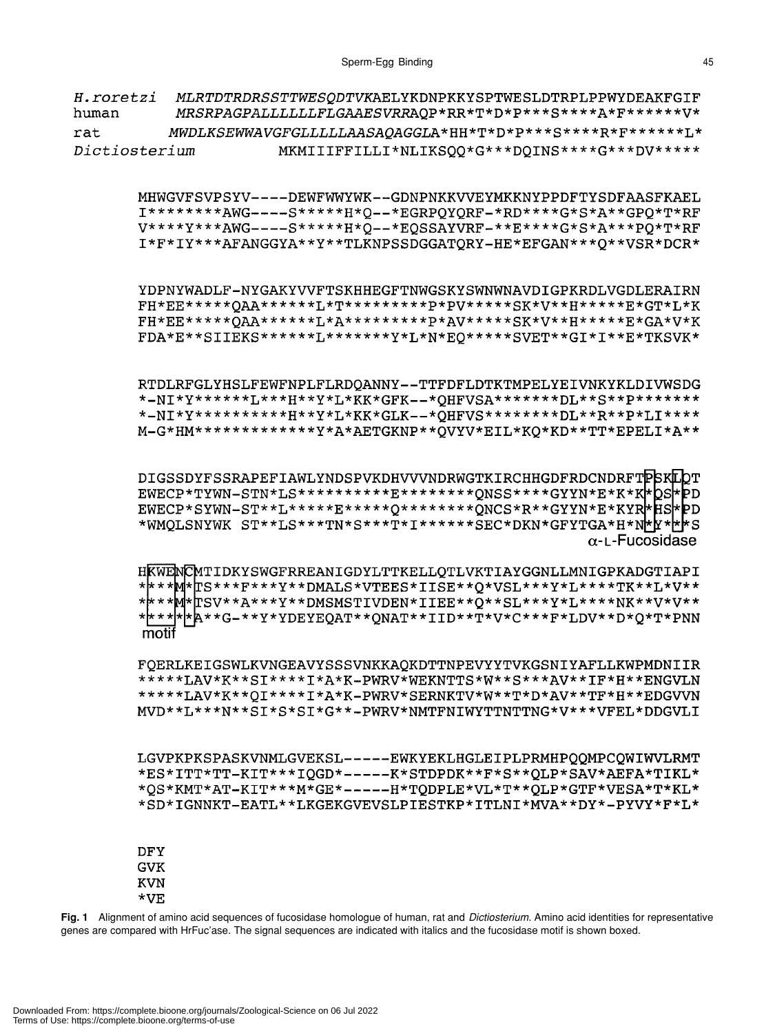```
H.roretzi   MLRTDTRDRSSTTWESQDTVKAELYKDNPKKYSPTWESLDTRPLPPWYDEAKFGIF
human          MRSRPAGPALLLLLLLFLGAAESVRRAQP*RR*T*D*P***S****A*F******V*
rat           MWDLKSEWWAVGFGLLLLLAASAQAGGLA*HH*T*D*P***S****R*F******L*
Dictiosterium           MKMIIIFFILLI*NLIKSQQ*G***DQINS****G***DV*****

        MHWGVFSVPSYV----DEWFWWYWK--GDNPNKKVVEYMKKNYPPDFTYSDFAASFKAEL
        I********AWG----S*****H*Q--*EGRPQYQRF-*RD****G*S*A**GPQ*T*RF
        V****Y***AWG----S*****H*Q--*EQSSAYVRF-**E****G*S*A***PQ*T*RF
        I*F*IY***AFANGGYA**Y**TLKNPSSDGGATQRY-HE*EFGAN***Q**VSR*DCR*

        YDPNYWADLF-NYGAKYVVFTSKHHEGFTNWGSKYSWNWNAVDIGPKRDLVGDLERAIRN
        FH*EE*****QAA******L*T*********P*PV*****SK*V**H*****E*GT*L*K
        FH*EE*****QAA******L*A*********P*AV*****SK*V**H*****E*GA*V*K
        FDA*E**SIIEKS******L*******Y*L*N*EQ*****SVET**GI*I**E*TKSVK*

        RTDLRFGLYHSLFEWFNPLFLRDQANNY--TTFDFLDTKTMPELYEIVNKYKLDIVWSDG
        *-NI*Y******L***H**Y*L*KK*GFK--*QHFVSA*******DL**S**P*******
        *-NI*Y**********H**Y*L*KK*GLK--*QHFVS********DL**R**P*LI****
        M-G*HM*************Y*A*AETGKNP**QVYV*EIL*KQ*KD**TT*EPELI*A**

        DIGSSDYFSSRAPEFIAWLYNDSPVKDHVVVNDRWGTKIRCHHGDFRDCNDRFTPSKLQT
        EWECP*TYWN-STN*LS**********E********QNSS****GYYN*E*K*K*QS*PD
        EWECP*SYWN-ST**L*****E*****Q********QNCS*R**GYYN*E*KYR*HS*PD
        *WMQLSNYWK ST**LS***TN*S***T*I******SEC*DKN*GFYTGA*H*N*Y*L*S
                                                              α-L-Fucosidase

        HKWENCMTIDKYSWGFRREANIGDYLTTKELLQTLVKTIAYGGNLLMNIGPKADGTIAPI
        *****M*TS***F***Y**DMALS*VTEES*IISE**Q*VSL***Y*L****TK**L*V**
        *****M*TSV**A***Y**DMSMSTIVDEN*IIEE**Q**SL***Y*L****NK**V*V**
        ******A**G-**Y*YDEYEQAT**QNAT**IID**T*V*C***F*LDV**D*Q*T*PNN
         motif

        FQERLKEIGSWLKVNGEAVYSSSVNKKAQKDTTNPEVYYTVKGSNIYAFLLKWPMDNIIR
        *****LAV*K**SI****I*A*K-PWRV*WEKNTTS*W**S***AV**IF*H**ENGVLN
        *****LAV*K**QI****I*A*K-PWRV*SERNKTV*W**T*D*AV**TF*H**EDGVVN
        MVD**L***N**SI*S*SI*G**-PWRV*NMTFNIWYTTNTTNG*V***VFEL*DDGVLI

        LGVPKPKSPASKVNMLGVEKSL-----EWKYEKLHGLEIPLPRMHPQQMPCQWIWVLRMT
        *ES*ITT*TT-KIT***IQGD*-----K*STDPDK**F*S**QLP*SAV*AEFA*TIKL*
        *QS*KMT*AT-KIT***M*GE*-----H*TQDPLE*VL*T**QLP*GTF*VESA*T*KL*
        *SD*IGNNKT-EATL**LKGEKGVEVSLPIESTKP*ITLNI*MVA**DY*-PYVY*F*L*

        DFY
        GVK
        KVN
        *VE
```

**Fig. 1** Alignment of amino acid sequences of fucosidase homologue of human, rat and *Dictiosterium*. Amino acid identities for representative genes are compared with HrFuc'ase. The signal sequences are indicated with italics and the fucosidase motif is shown boxed.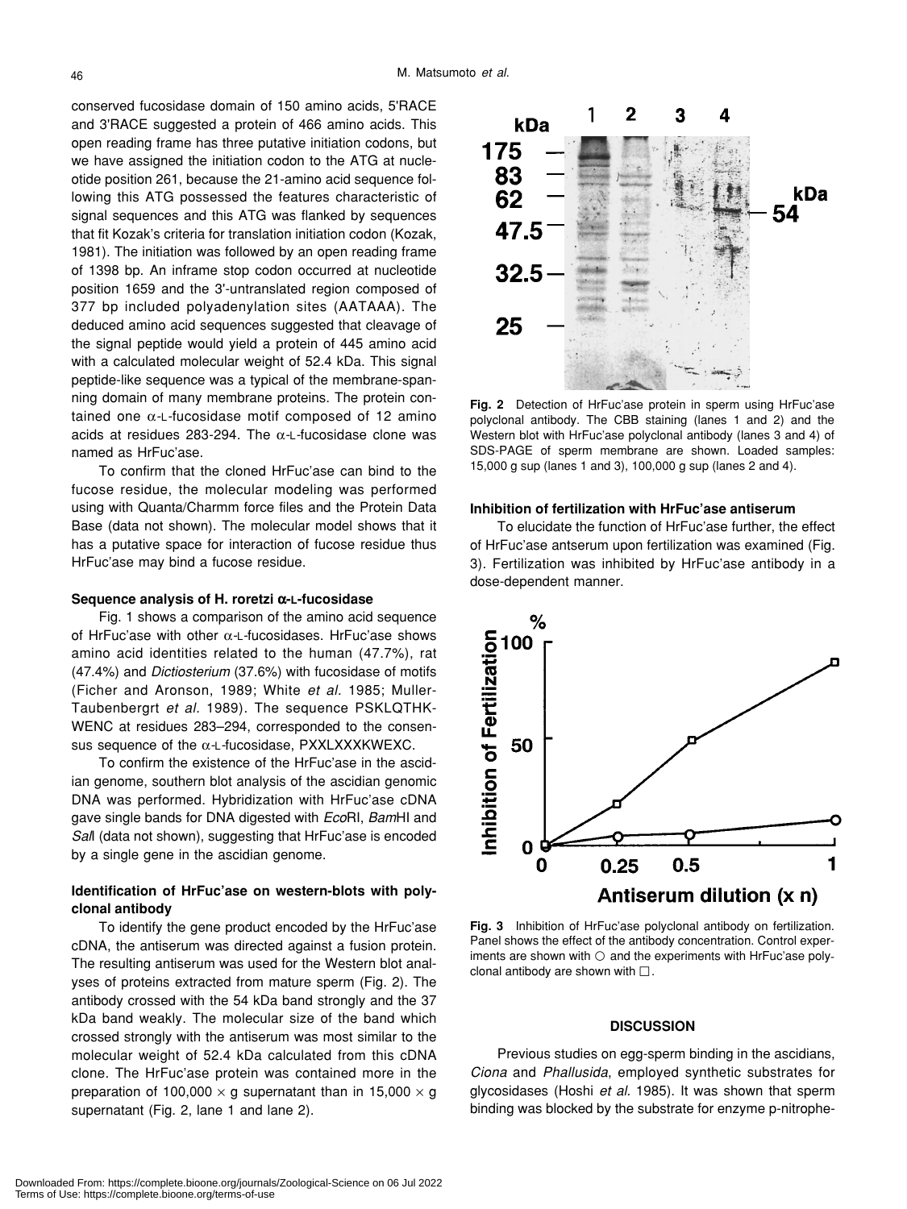conserved fucosidase domain of 150 amino acids, 5'RACE and 3'RACE suggested a protein of 466 amino acids. This open reading frame has three putative initiation codons, but we have assigned the initiation codon to the ATG at nucleotide position 261, because the 21-amino acid sequence following this ATG possessed the features characteristic of signal sequences and this ATG was flanked by sequences that fit Kozak's criteria for translation initiation codon (Kozak, 1981). The initiation was followed by an open reading frame of 1398 bp. An inframe stop codon occurred at nucleotide position 1659 and the 3'-untranslated region composed of 377 bp included polyadenylation sites (AATAAA). The deduced amino acid sequences suggested that cleavage of the signal peptide would yield a protein of 445 amino acid with a calculated molecular weight of 52.4 kDa. This signal peptide-like sequence was a typical of the membrane-spanning domain of many membrane proteins. The protein contained one α-L-fucosidase motif composed of 12 amino acids at residues 283-294. The α-L-fucosidase clone was named as HrFuc'ase.

To confirm that the cloned HrFuc'ase can bind to the fucose residue, the molecular modeling was performed using with Quanta/Charmm force files and the Protein Data Base (data not shown). The molecular model shows that it has a putative space for interaction of fucose residue thus HrFuc'ase may bind a fucose residue.

### Sequence analysis of H. roretzi α-L-fucosidase

Fig. 1 shows a comparison of the amino acid sequence of HrFuc'ase with other α-L-fucosidases. HrFuc'ase shows amino acid identities related to the human (47.7%), rat (47.4%) and *Dictiosterium* (37.6%) with fucosidase of motifs (Ficher and Aronson, 1989; White *et al*. 1985; Muller-Taubenbergrt *et al*. 1989). The sequence PSKLQTHK-WENC at residues 283–294, corresponded to the consensus sequence of the α-L-fucosidase, PXXLXXXKWEXC.

To confirm the existence of the HrFuc'ase in the ascidian genome, southern blot analysis of the ascidian genomic DNA was performed. Hybridization with HrFuc'ase cDNA gave single bands for DNA digested with *Eco*RI, *Bam*HI and *Sal*I (data not shown), suggesting that HrFuc'ase is encoded by a single gene in the ascidian genome.

### Identification of HrFuc'ase on western-blots with polyclonal antibody

To identify the gene product encoded by the HrFuc'ase cDNA, the antiserum was directed against a fusion protein. The resulting antiserum was used for the Western blot analyses of proteins extracted from mature sperm (Fig. 2). The antibody crossed with the 54 kDa band strongly and the 37 kDa band weakly. The molecular size of the band which crossed strongly with the antiserum was most similar to the molecular weight of 52.4 kDa calculated from this cDNA clone. The HrFuc'ase protein was contained more in the preparation of 100,000 × g supernatant than in 15,000 × g supernatant (Fig. 2, lane 1 and lane 2).

**Fig. 2** Detection of HrFuc'ase protein in sperm using HrFuc'ase polyclonal antibody. The CBB staining (lanes 1 and 2) and the Western blot with HrFuc'ase polyclonal antibody (lanes 3 and 4) of SDS-PAGE of sperm membrane are shown. Loaded samples: 15,000 g sup (lanes 1 and 3), 100,000 g sup (lanes 2 and 4).

### Inhibition of fertilization with HrFuc'ase antiserum

To elucidate the function of HrFuc'ase further, the effect of HrFuc'ase antserum upon fertilization was examined (Fig. 3). Fertilization was inhibited by HrFuc'ase antibody in a dose-dependent manner.

**Fig. 3** Inhibition of HrFuc'ase polyclonal antibody on fertilization. Panel shows the effect of the antibody concentration. Control experiments are shown with ○ and the experiments with HrFuc'ase polyclonal antibody are shown with □.

## DISCUSSION

Previous studies on egg-sperm binding in the ascidians, *Ciona* and *Phallusida*, employed synthetic substrates for glycosidases (Hoshi *et al*. 1985). It was shown that sperm binding was blocked by the substrate for enzyme p-nitrophe-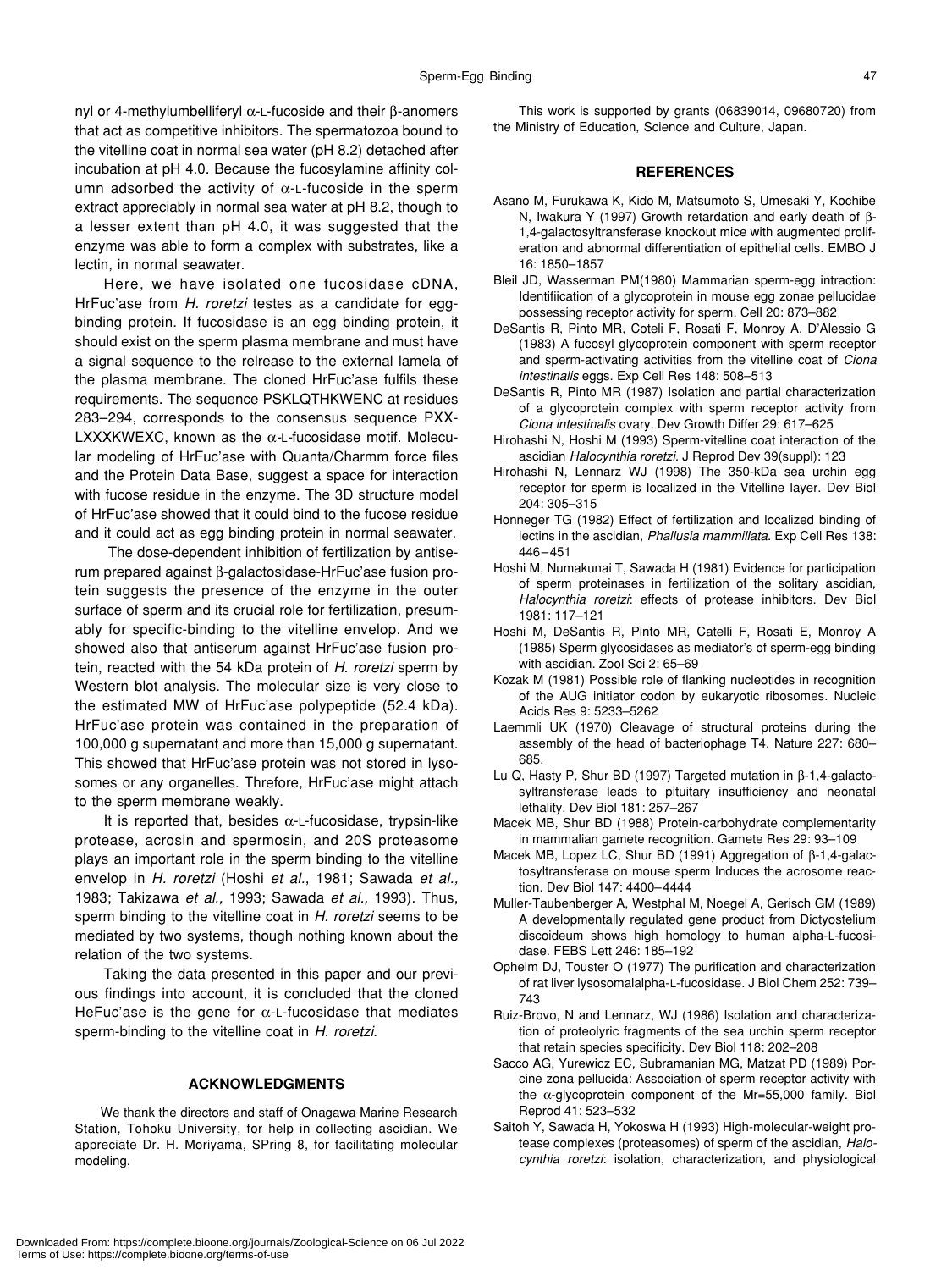nyl or 4-methylumbelliferyl α-L-fucoside and their β-anomers that act as competitive inhibitors. The spermatozoa bound to the vitelline coat in normal sea water (pH 8.2) detached after incubation at pH 4.0. Because the fucosylamine affinity column adsorbed the activity of α-L-fucoside in the sperm extract appreciably in normal sea water at pH 8.2, though to a lesser extent than pH 4.0, it was suggested that the enzyme was able to form a complex with substrates, like a lectin, in normal seawater.

Here, we have isolated one fucosidase cDNA, HrFuc'ase from *H. roretzi* testes as a candidate for egg-binding protein. If fucosidase is an egg binding protein, it should exist on the sperm plasma membrane and must have a signal sequence to the relrease to the external lamela of the plasma membrane. The cloned HrFuc'ase fulfils these requirements. The sequence PSKLQTHKWENC at residues 283–294, corresponds to the consensus sequence PXX-LXXXKWEXC, known as the α-L-fucosidase motif. Molecular modeling of HrFuc'ase with Quanta/Charmm force files and the Protein Data Base, suggest a space for interaction with fucose residue in the enzyme. The 3D structure model of HrFuc'ase showed that it could bind to the fucose residue and it could act as egg binding protein in normal seawater.

The dose-dependent inhibition of fertilization by antiserum prepared against β-galactosidase-HrFuc'ase fusion protein suggests the presence of the enzyme in the outer surface of sperm and its crucial role for fertilization, presumably for specific-binding to the vitelline envelop. And we showed also that antiserum against HrFuc'ase fusion protein, reacted with the 54 kDa protein of *H. roretzi* sperm by Western blot analysis. The molecular size is very close to the estimated MW of HrFuc'ase polypeptide (52.4 kDa). HrFuc'ase protein was contained in the preparation of 100,000 g supernatant and more than 15,000 g supernatant. This showed that HrFuc'ase protein was not stored in lysosomes or any organelles. Threfore, HrFuc'ase might attach to the sperm membrane weakly.

It is reported that, besides α-L-fucosidase, trypsin-like protease, acrosin and spermosin, and 20S proteasome plays an important role in the sperm binding to the vitelline envelop in *H. roretzi* (Hoshi *et al.*, 1981; Sawada *et al.,* 1983; Takizawa *et al.,* 1993; Sawada *et al.,* 1993). Thus, sperm binding to the vitelline coat in *H. roretzi* seems to be mediated by two systems, though nothing known about the relation of the two systems.

Taking the data presented in this paper and our previous findings into account, it is concluded that the cloned HeFuc'ase is the gene for α-L-fucosidase that mediates sperm-binding to the vitelline coat in *H. roretzi*.

## ACKNOWLEDGMENTS

We thank the directors and staff of Onagawa Marine Research Station, Tohoku University, for help in collecting ascidian. We appreciate Dr. H. Moriyama, SPring 8, for facilitating molecular modeling.

This work is supported by grants (06839014, 09680720) from the Ministry of Education, Science and Culture, Japan.

## REFERENCES

Asano M, Furukawa K, Kido M, Matsumoto S, Umesaki Y, Kochibe N, Iwakura Y (1997) Growth retardation and early death of β-1,4-galactosyltransferase knockout mice with augmented proliferation and abnormal differentiation of epithelial cells. EMBO J 16: 1850–1857

Bleil JD, Wasserman PM(1980) Mammarian sperm-egg intraction: Identifiication of a glycoprotein in mouse egg zonae pellucidae possessing receptor activity for sperm. Cell 20: 873–882

DeSantis R, Pinto MR, Coteli F, Rosati F, Monroy A, D'Alessio G (1983) A fucosyl glycoprotein component with sperm receptor and sperm-activating activities from the vitelline coat of *Ciona intestinalis* eggs. Exp Cell Res 148: 508–513

DeSantis R, Pinto MR (1987) Isolation and partial characterization of a glycoprotein complex with sperm receptor activity from *Ciona intestinalis* ovary. Dev Growth Differ 29: 617–625

Hirohashi N, Hoshi M (1993) Sperm-vitelline coat interaction of the ascidian *Halocynthia roretzi*. J Reprod Dev 39(suppl): 123

Hirohashi N, Lennarz WJ (1998) The 350-kDa sea urchin egg receptor for sperm is localized in the Vitelline layer. Dev Biol 204: 305–315

Honneger TG (1982) Effect of fertilization and localized binding of lectins in the ascidian, *Phallusia mammillata*. Exp Cell Res 138: 446–451

Hoshi M, Numakunai T, Sawada H (1981) Evidence for participation of sperm proteinases in fertilization of the solitary ascidian, *Halocynthia roretzi*: effects of protease inhibitors. Dev Biol 1981: 117–121

Hoshi M, DeSantis R, Pinto MR, Catelli F, Rosati E, Monroy A (1985) Sperm glycosidases as mediator's of sperm-egg binding with ascidian. Zool Sci 2: 65–69

Kozak M (1981) Possible role of flanking nucleotides in recognition of the AUG initiator codon by eukaryotic ribosomes. Nucleic Acids Res 9: 5233–5262

Laemmli UK (1970) Cleavage of structural proteins during the assembly of the head of bacteriophage T4. Nature 227: 680–685.

Lu Q, Hasty P, Shur BD (1997) Targeted mutation in β-1,4-galactosyltransferase leads to pituitary insufficiency and neonatal lethality. Dev Biol 181: 257–267

Macek MB, Shur BD (1988) Protein-carbohydrate complementarity in mammalian gamete recognition. Gamete Res 29: 93–109

Macek MB, Lopez LC, Shur BD (1991) Aggregation of β-1,4-galactosyltransferase on mouse sperm Induces the acrosome reaction. Dev Biol 147: 4400–4444

Muller-Taubenberger A, Westphal M, Noegel A, Gerisch GM (1989) A developmentally regulated gene product from Dictyostelium discoideum shows high homology to human alpha-L-fucosidase. FEBS Lett 246: 185–192

Opheim DJ, Touster O (1977) The purification and characterization of rat liver lysosomalalpha-L-fucosidase. J Biol Chem 252: 739–743

Ruiz-Brovo, N and Lennarz, WJ (1986) Isolation and characterization of proteolyric fragments of the sea urchin sperm receptor that retain species specificity. Dev Biol 118: 202–208

Sacco AG, Yurewicz EC, Subramanian MG, Matzat PD (1989) Porcine zona pellucida: Association of sperm receptor activity with the α-glycoprotein component of the Mr=55,000 family. Biol Reprod 41: 523–532

Saitoh Y, Sawada H, Yokoswa H (1993) High-molecular-weight protease complexes (proteasomes) of sperm of the ascidian, *Halocynthia roretzi*: isolation, characterization, and physiological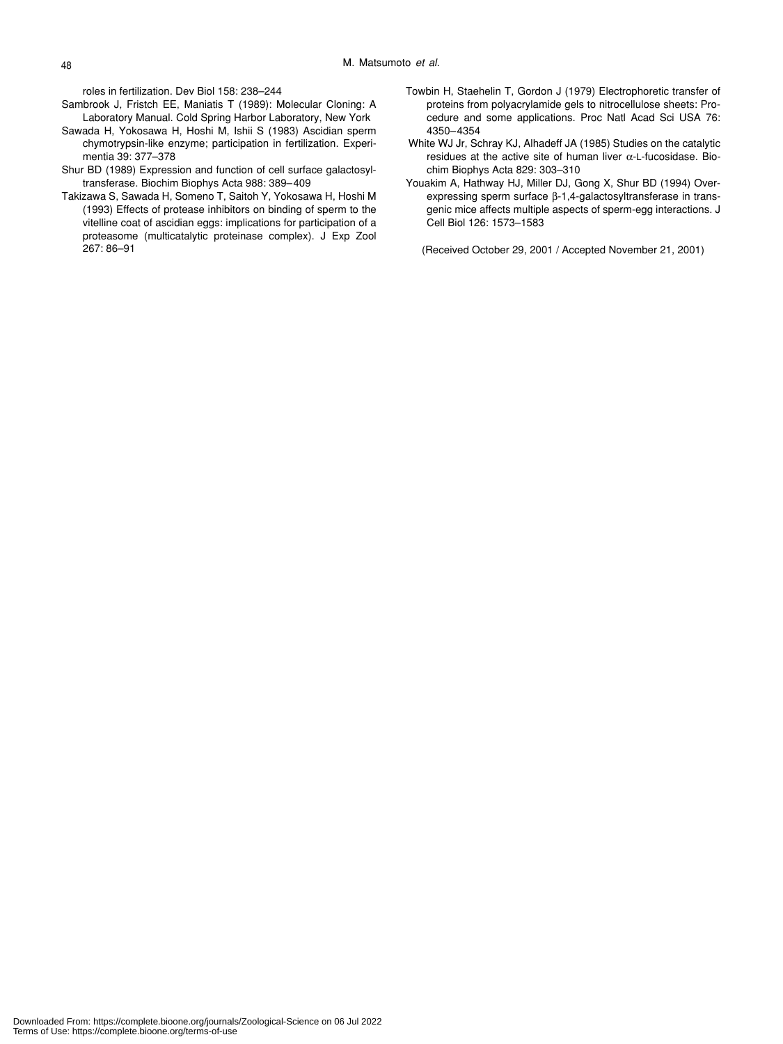roles in fertilization. Dev Biol 158: 238–244

Sambrook J, Fristch EE, Maniatis T (1989): Molecular Cloning: A Laboratory Manual. Cold Spring Harbor Laboratory, New York

Sawada H, Yokosawa H, Hoshi M, Ishii S (1983) Ascidian sperm chymotrypsin-like enzyme; participation in fertilization. Experimentia 39: 377–378

Shur BD (1989) Expression and function of cell surface galactosyltransferase. Biochim Biophys Acta 988: 389–409

Takizawa S, Sawada H, Someno T, Saitoh Y, Yokosawa H, Hoshi M (1993) Effects of protease inhibitors on binding of sperm to the vitelline coat of ascidian eggs: implications for participation of a proteasome (multicatalytic proteinase complex). J Exp Zool 267: 86–91

Towbin H, Staehelin T, Gordon J (1979) Electrophoretic transfer of proteins from polyacrylamide gels to nitrocellulose sheets: Procedure and some applications. Proc Natl Acad Sci USA 76: 4350–4354

White WJ Jr, Schray KJ, Alhadeff JA (1985) Studies on the catalytic residues at the active site of human liver α-L-fucosidase. Biochim Biophys Acta 829: 303–310

Youakim A, Hathway HJ, Miller DJ, Gong X, Shur BD (1994) Overexpressing sperm surface β-1,4-galactosyltransferase in transgenic mice affects multiple aspects of sperm-egg interactions. J Cell Biol 126: 1573–1583

(Received October 29, 2001 / Accepted November 21, 2001)